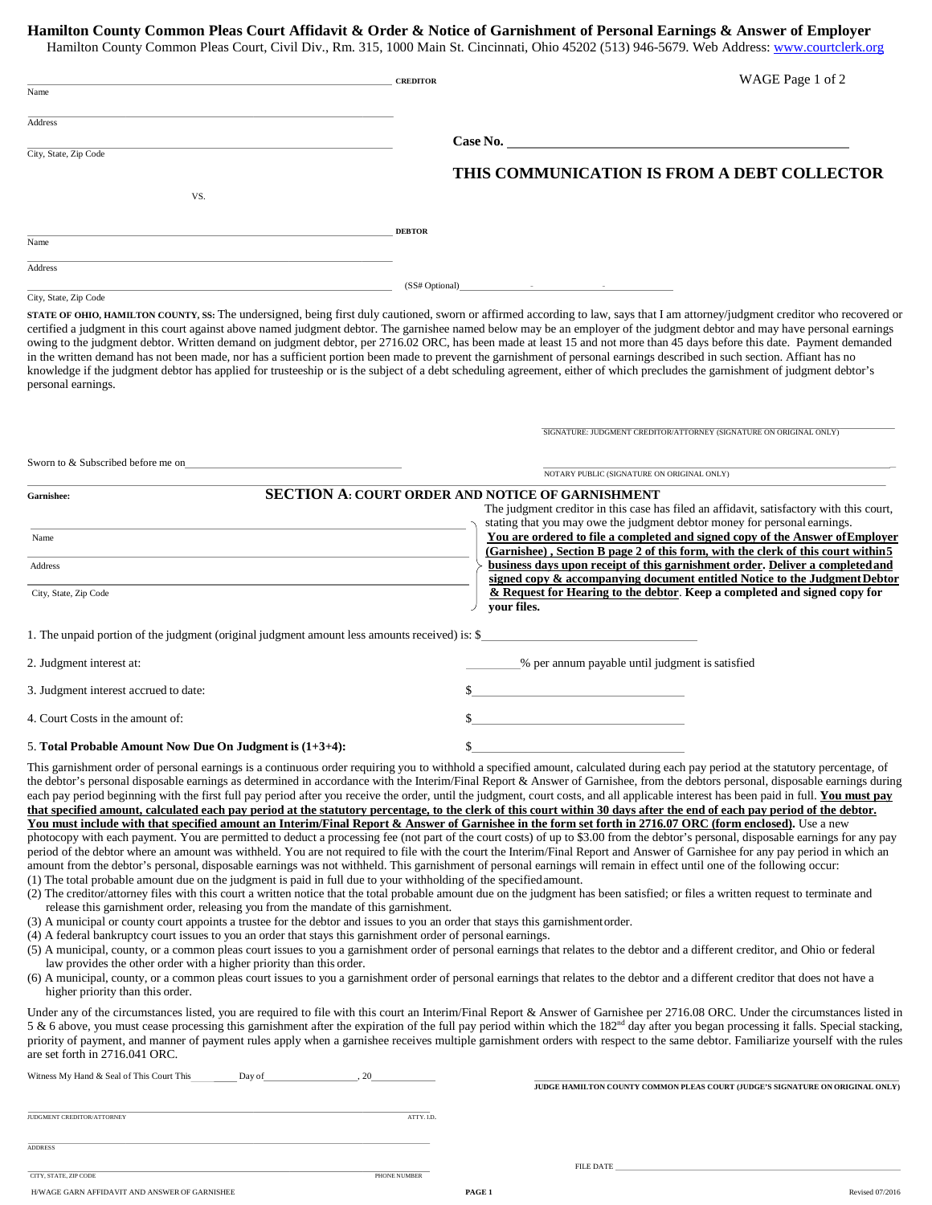# Hamilton County Common Pleas Court Affidavit & Order & Notice of Garnishment of Personal Earnings & Answer of Employer

Hamilton County Common Pleas Court, Civil Div., Rm. 315, 1000 Main St. Cincinnati, Ohio 45202 (513) 946-5679. Web Address: www.courtclerk.org

WAGE Page 1 of 2

______________________________ **CREDITOR**
Name

______________________________
Address

______________________________
City, State, Zip Code

**Case No.** ______________________________

## THIS COMMUNICATION IS FROM A DEBT COLLECTOR

VS.

______________________________ **DEBTOR**
Name

______________________________
Address

______________________________ (SS# Optional) ______ - ______ - ______
City, State, Zip Code

**STATE OF OHIO, HAMILTON COUNTY, SS:** The undersigned, being first duly cautioned, sworn or affirmed according to law, says that I am attorney/judgment creditor who recovered or certified a judgment in this court against above named judgment debtor. The garnishee named below may be an employer of the judgment debtor and may have personal earnings owing to the judgment debtor. Written demand on judgment debtor, per 2716.02 ORC, has been made at least 15 and not more than 45 days before this date. Payment demanded in the written demand has not been made, nor has a sufficient portion been made to prevent the garnishment of personal earnings described in such section. Affiant has no knowledge if the judgment debtor has applied for trusteeship or is the subject of a debt scheduling agreement, either of which precludes the garnishment of judgment debtor's personal earnings.

______________________________
SIGNATURE: JUDGMENT CREDITOR/ATTORNEY (SIGNATURE ON ORIGINAL ONLY)

Sworn to & Subscribed before me on ______________________________

______________________________
NOTARY PUBLIC (SIGNATURE ON ORIGINAL ONLY)

## SECTION A: COURT ORDER AND NOTICE OF GARNISHMENT

**Garnishee:**

______________________________
Name

______________________________
Address

______________________________
City, State, Zip Code

The judgment creditor in this case has filed an affidavit, satisfactory with this court, stating that you may owe the judgment debtor money for personal earnings. **You are ordered to file a completed and signed copy of the Answer of Employer (Garnishee) , Section B page 2 of this form, with the clerk of this court within 5 business days upon receipt of this garnishment order**. **Deliver a completed and signed copy & accompanying document entitled Notice to the Judgment Debtor & Request for Hearing to the debtor**. **Keep a completed and signed copy for your files.**

1. The unpaid portion of the judgment (original judgment amount less amounts received) is: $______________

2. Judgment interest at: ______% per annum payable until judgment is satisfied

3. Judgment interest accrued to date: $______________

4. Court Costs in the amount of: $______________

5. **Total Probable Amount Now Due On Judgment is (1+3+4):** $______________

This garnishment order of personal earnings is a continuous order requiring you to withhold a specified amount, calculated during each pay period at the statutory percentage, of the debtor's personal disposable earnings as determined in accordance with the Interim/Final Report & Answer of Garnishee, from the debtors personal, disposable earnings during each pay period beginning with the first full pay period after you receive the order, until the judgment, court costs, and all applicable interest has been paid in full. **You must pay that specified amount, calculated each pay period at the statutory percentage, to the clerk of this court within 30 days after the end of each pay period of the debtor. You must include with that specified amount an Interim/Final Report & Answer of Garnishee in the form set forth in 2716.07 ORC (form enclosed).** Use a new photocopy with each payment. You are permitted to deduct a processing fee (not part of the court costs) of up to $3.00 from the debtor's personal, disposable earnings for any pay period of the debtor where an amount was withheld. You are not required to file with the court the Interim/Final Report and Answer of Garnishee for any pay period in which an amount from the debtor's personal, disposable earnings was not withheld. This garnishment of personal earnings will remain in effect until one of the following occur:

(1) The total probable amount due on the judgment is paid in full due to your withholding of the specified amount.
(2) The creditor/attorney files with this court a written notice that the total probable amount due on the judgment has been satisfied; or files a written request to terminate and release this garnishment order, releasing you from the mandate of this garnishment.
(3) A municipal or county court appoints a trustee for the debtor and issues to you an order that stays this garnishment order.
(4) A federal bankruptcy court issues to you an order that stays this garnishment order of personal earnings.
(5) A municipal, county, or a common pleas court issues to you a garnishment order of personal earnings that relates to the debtor and a different creditor, and Ohio or federal law provides the other order with a higher priority than this order.
(6) A municipal, county, or a common pleas court issues to you a garnishment order of personal earnings that relates to the debtor and a different creditor that does not have a higher priority than this order.

Under any of the circumstances listed, you are required to file with this court an Interim/Final Report & Answer of Garnishee per 2716.08 ORC. Under the circumstances listed in 5 & 6 above, you must cease processing this garnishment after the expiration of the full pay period within which the 182nd day after you began processing it falls. Special stacking, priority of payment, and manner of payment rules apply when a garnishee receives multiple garnishment orders with respect to the same debtor. Familiarize yourself with the rules are set forth in 2716.041 ORC.

Witness My Hand & Seal of This Court This ______ Day of ______________, 20______

______________________________
JUDGE HAMILTON COUNTY COMMON PLEAS COURT (JUDGE'S SIGNATURE ON ORIGINAL ONLY)

______________________________ ATTY. I.D.
JUDGMENT CREDITOR/ATTORNEY

______________________________
ADDRESS

______________________________ PHONE NUMBER
CITY, STATE, ZIP CODE

FILE DATE ______________________________

H/WAGE GARN AFFIDAVIT AND ANSWER OF GARNISHEE — Revised 07/2016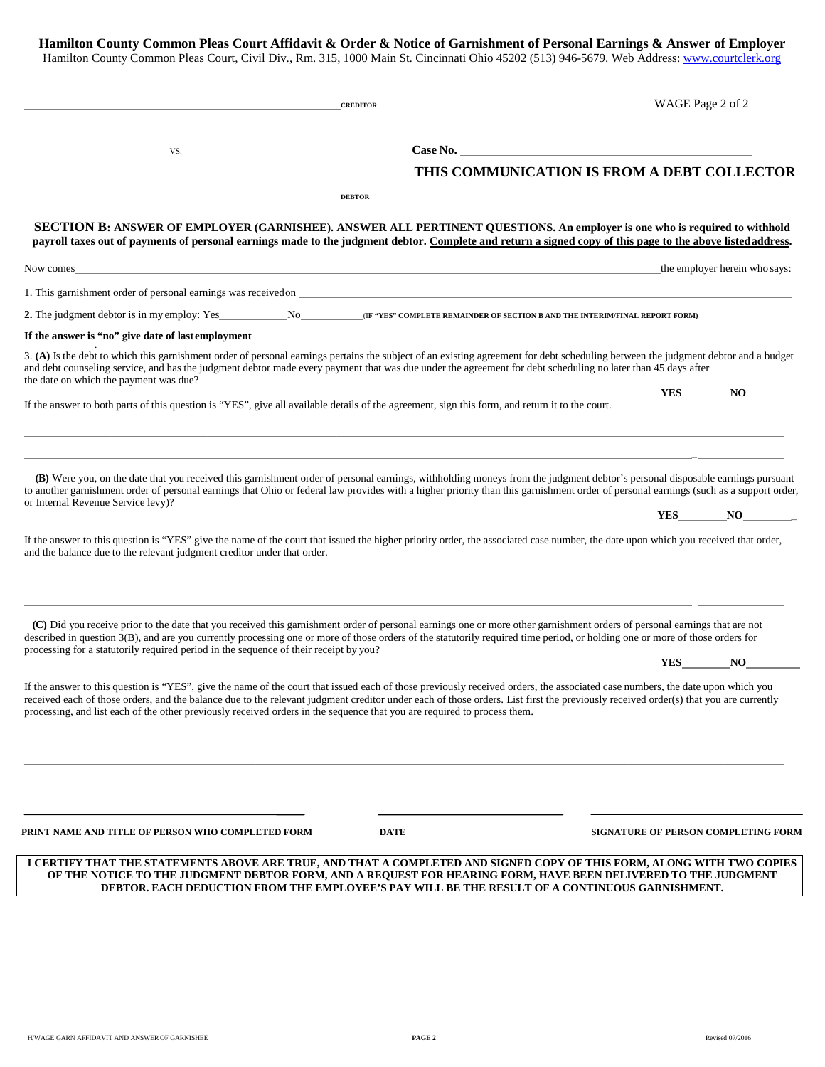# Hamilton County Common Pleas Court Affidavit & Order & Notice of Garnishment of Personal Earnings & Answer of Employer

Hamilton County Common Pleas Court, Civil Div., Rm. 315, 1000 Main St. Cincinnati Ohio 45202 (513) 946-5679. Web Address: www.courtclerk.org

WAGE Page 2 of 2

_______________________________________________ **CREDITOR**

VS. **Case No.** ____________________________________

**THIS COMMUNICATION IS FROM A DEBT COLLECTOR**

_______________________________________________ **DEBTOR**

## SECTION B: ANSWER OF EMPLOYER (GARNISHEE). ANSWER ALL PERTINENT QUESTIONS. An employer is one who is required to withhold payroll taxes out of payments of personal earnings made to the judgment debtor. Complete and return a signed copy of this page to the above listed address.

Now comes _____________________________________________________________ the employer herein who says:

1. This garnishment order of personal earnings was received on ____________________________________

**2.** The judgment debtor is in my employ: Yes__________ No__________ (IF "YES" COMPLETE REMAINDER OF SECTION B AND THE INTERIM/FINAL REPORT FORM)

**If the answer is "no" give date of last employment**____________________________________

3. **(A)** Is the debt to which this garnishment order of personal earnings pertains the subject of an existing agreement for debt scheduling between the judgment debtor and a budget and debt counseling service, and has the judgment debtor made every payment that was due under the agreement for debt scheduling no later than 45 days after the date on which the payment was due?

**YES**________ **NO**________

If the answer to both parts of this question is "YES", give all available details of the agreement, sign this form, and return it to the court.

_____________________________________________________________________________

_____________________________________________________________________________

**(B)** Were you, on the date that you received this garnishment order of personal earnings, withholding moneys from the judgment debtor's personal disposable earnings pursuant to another garnishment order of personal earnings that Ohio or federal law provides with a higher priority than this garnishment order of personal earnings (such as a support order, or Internal Revenue Service levy)?

**YES**________ **NO**________

If the answer to this question is "YES" give the name of the court that issued the higher priority order, the associated case number, the date upon which you received that order, and the balance due to the relevant judgment creditor under that order.

_____________________________________________________________________________

_____________________________________________________________________________

**(C)** Did you receive prior to the date that you received this garnishment order of personal earnings one or more other garnishment orders of personal earnings that are not described in question 3(B), and are you currently processing one or more of those orders of the statutorily required time period, or holding one or more of those orders for processing for a statutorily required period in the sequence of their receipt by you?

**YES**________ **NO**________

If the answer to this question is "YES", give the name of the court that issued each of those previously received orders, the associated case numbers, the date upon which you received each of those orders, and the balance due to the relevant judgment creditor under each of those orders. List first the previously received order(s) that you are currently processing, and list each of the other previously received orders in the sequence that you are required to process them.

_____________________________________________________________________________

| _______________________ | _______________________ | _______________________ |
|---|---|---|
| **PRINT NAME AND TITLE OF PERSON WHO COMPLETED FORM** | **DATE** | **SIGNATURE OF PERSON COMPLETING FORM** |

**I CERTIFY THAT THE STATEMENTS ABOVE ARE TRUE, AND THAT A COMPLETED AND SIGNED COPY OF THIS FORM, ALONG WITH TWO COPIES OF THE NOTICE TO THE JUDGMENT DEBTOR FORM, AND A REQUEST FOR HEARING FORM, HAVE BEEN DELIVERED TO THE JUDGMENT DEBTOR. EACH DEDUCTION FROM THE EMPLOYEE'S PAY WILL BE THE RESULT OF A CONTINUOUS GARNISHMENT.**

H/WAGE GARN AFFIDAVIT AND ANSWER OF GARNISHEE Revised 07/2016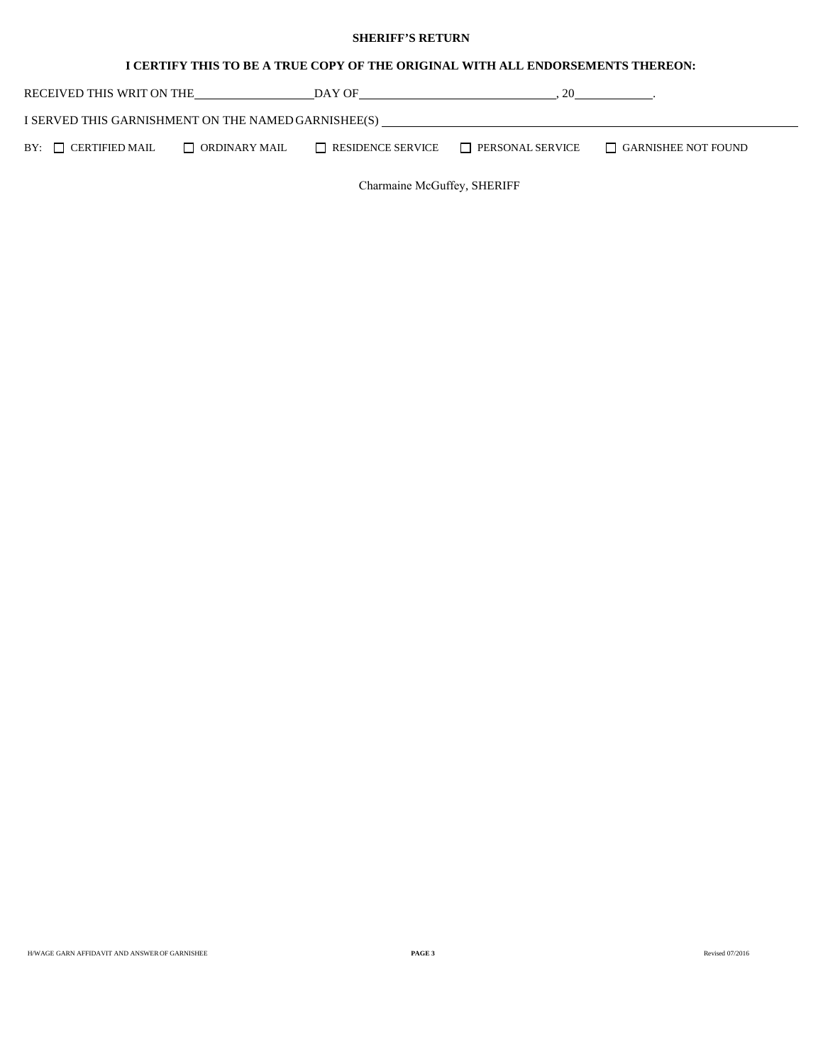**SHERIFF'S RETURN**

**I CERTIFY THIS TO BE A TRUE COPY OF THE ORIGINAL WITH ALL ENDORSEMENTS THEREON:**

RECEIVED THIS WRIT ON THE ____________ DAY OF ____________________, 20________.

I SERVED THIS GARNISHMENT ON THE NAMED GARNISHEE(S) ________________________________________

BY: ☐ CERTIFIED MAIL ☐ ORDINARY MAIL ☐ RESIDENCE SERVICE ☐ PERSONAL SERVICE ☐ GARNISHEE NOT FOUND

Charmaine McGuffey, SHERIFF